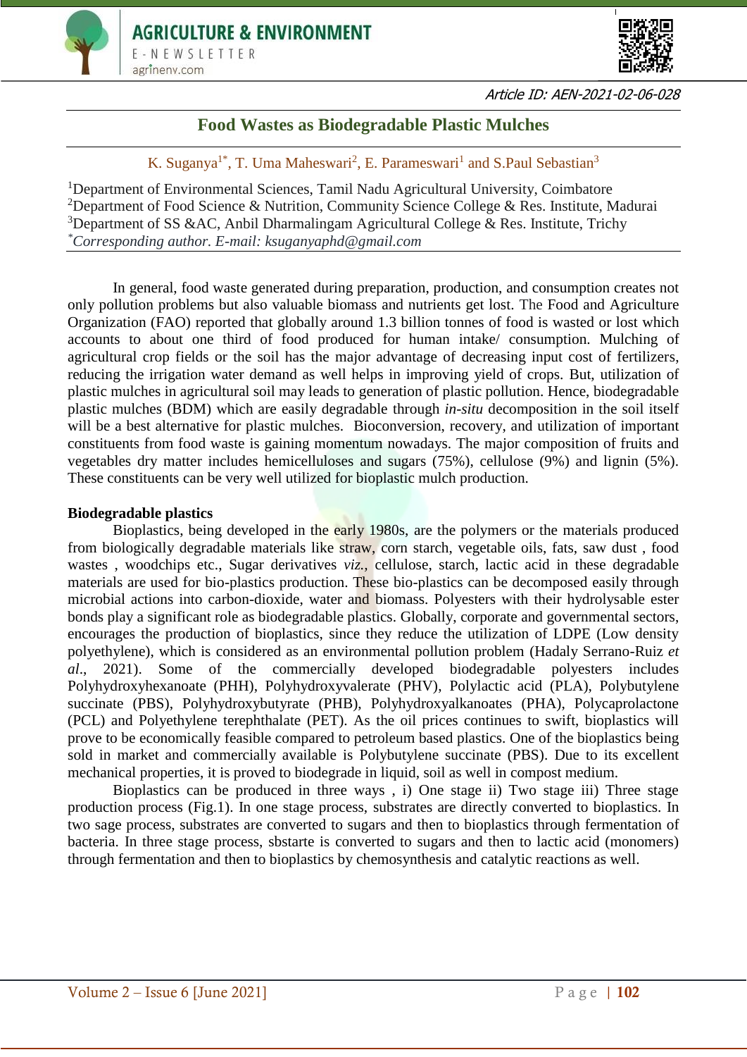Article ID: AEN-2021-02-06-028

# Food Wastes as Biodegradable Plastic Mulches

K. Suganya[1*], T. Uma Maheswari[2], E. Parameswari[1] and S.Paul Sebastian[3]

[1]Department of Environmental Sciences, Tamil Nadu Agricultural University, Coimbatore
[2]Department of Food Science & Nutrition, Community Science College & Res. Institute, Madurai
[3]Department of SS &AC, Anbil Dharmalingam Agricultural College & Res. Institute, Trichy
[*]*Corresponding author. E-mail: ksuganyaphd@gmail.com*

In general, food waste generated during preparation, production, and consumption creates not only pollution problems but also valuable biomass and nutrients get lost. The Food and Agriculture Organization (FAO) reported that globally around 1.3 billion tonnes of food is wasted or lost which accounts to about one third of food produced for human intake/ consumption. Mulching of agricultural crop fields or the soil has the major advantage of decreasing input cost of fertilizers, reducing the irrigation water demand as well helps in improving yield of crops. But, utilization of plastic mulches in agricultural soil may leads to generation of plastic pollution. Hence, biodegradable plastic mulches (BDM) which are easily degradable through *in-situ* decomposition in the soil itself will be a best alternative for plastic mulches. Bioconversion, recovery, and utilization of important constituents from food waste is gaining momentum nowadays. The major composition of fruits and vegetables dry matter includes hemicelluloses and sugars (75%), cellulose (9%) and lignin (5%). These constituents can be very well utilized for bioplastic mulch production.

**Biodegradable plastics**

Bioplastics, being developed in the early 1980s, are the polymers or the materials produced from biologically degradable materials like straw, corn starch, vegetable oils, fats, saw dust , food wastes , woodchips etc., Sugar derivatives *viz.*, cellulose, starch, lactic acid in these degradable materials are used for bio-plastics production. These bio-plastics can be decomposed easily through microbial actions into carbon-dioxide, water and biomass. Polyesters with their hydrolysable ester bonds play a significant role as biodegradable plastics. Globally, corporate and governmental sectors, encourages the production of bioplastics, since they reduce the utilization of LDPE (Low density polyethylene), which is considered as an environmental pollution problem (Hadaly Serrano-Ruiz *et al*., 2021). Some of the commercially developed biodegradable polyesters includes Polyhydroxyhexanoate (PHH), Polyhydroxyvalerate (PHV), Polylactic acid (PLA), Polybutylene succinate (PBS), Polyhydroxybutyrate (PHB), Polyhydroxyalkanoates (PHA), Polycaprolactone (PCL) and Polyethylene terephthalate (PET). As the oil prices continues to swift, bioplastics will prove to be economically feasible compared to petroleum based plastics. One of the bioplastics being sold in market and commercially available is Polybutylene succinate (PBS). Due to its excellent mechanical properties, it is proved to biodegrade in liquid, soil as well in compost medium.

Bioplastics can be produced in three ways , i) One stage ii) Two stage iii) Three stage production process (Fig.1). In one stage process, substrates are directly converted to bioplastics. In two sage process, substrates are converted to sugars and then to bioplastics through fermentation of bacteria. In three stage process, sbstarte is converted to sugars and then to lactic acid (monomers) through fermentation and then to bioplastics by chemosynthesis and catalytic reactions as well.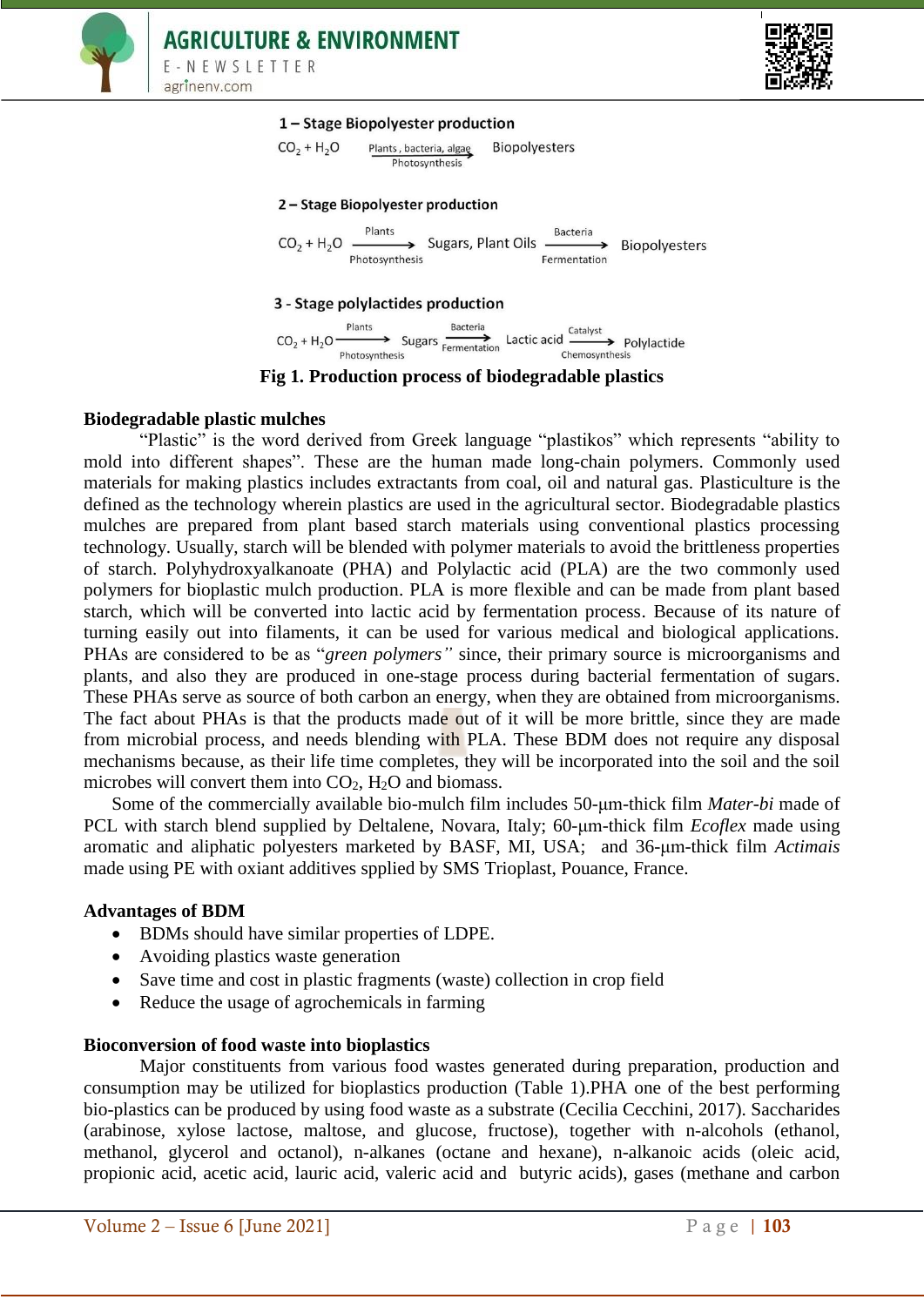**1 – Stage Biopolyester production**

$$CO_2 + H_2O \xrightarrow[\text{Photosynthesis}]{\text{Plants, bacteria, algae}} \text{Biopolyesters}$$

**2 – Stage Biopolyester production**

$$CO_2 + H_2O \xrightarrow[\text{Photosynthesis}]{\text{Plants}} \text{Sugars, Plant Oils} \xrightarrow[\text{Fermentation}]{\text{Bacteria}} \text{Biopolyesters}$$

**3 - Stage polylactides production**

$$CO_2 + H_2O \xrightarrow[\text{Photosynthesis}]{\text{Plants}} \text{Sugars} \xrightarrow[\text{Fermentation}]{\text{Bacteria}} \text{Lactic acid} \xrightarrow[\text{Chemosynthesis}]{\text{Catalyst}} \text{Polylactide}$$

**Fig 1. Production process of biodegradable plastics**

### Biodegradable plastic mulches

"Plastic" is the word derived from Greek language "plastikos" which represents "ability to mold into different shapes". These are the human made long-chain polymers. Commonly used materials for making plastics includes extractants from coal, oil and natural gas. Plasticulture is the defined as the technology wherein plastics are used in the agricultural sector. Biodegradable plastics mulches are prepared from plant based starch materials using conventional plastics processing technology. Usually, starch will be blended with polymer materials to avoid the brittleness properties of starch. Polyhydroxyalkanoate (PHA) and Polylactic acid (PLA) are the two commonly used polymers for bioplastic mulch production. PLA is more flexible and can be made from plant based starch, which will be converted into lactic acid by fermentation process. Because of its nature of turning easily out into filaments, it can be used for various medical and biological applications. PHAs are considered to be as "*green polymers*" since, their primary source is microorganisms and plants, and also they are produced in one-stage process during bacterial fermentation of sugars. These PHAs serve as source of both carbon an energy, when they are obtained from microorganisms. The fact about PHAs is that the products made out of it will be more brittle, since they are made from microbial process, and needs blending with PLA. These BDM does not require any disposal mechanisms because, as their life time completes, they will be incorporated into the soil and the soil microbes will convert them into $CO_2$, $H_2O$ and biomass.

Some of the commercially available bio-mulch film includes 50-µm-thick film *Mater-bi* made of PCL with starch blend supplied by Deltalene, Novara, Italy; 60-µm-thick film *Ecoflex* made using aromatic and aliphatic polyesters marketed by BASF, MI, USA; and 36-µm-thick film *Actimais* made using PE with oxiant additives spplied by SMS Trioplast, Pouance, France.

### Advantages of BDM

- BDMs should have similar properties of LDPE.
- Avoiding plastics waste generation
- Save time and cost in plastic fragments (waste) collection in crop field
- Reduce the usage of agrochemicals in farming

### Bioconversion of food waste into bioplastics

Major constituents from various food wastes generated during preparation, production and consumption may be utilized for bioplastics production (Table 1).PHA one of the best performing bio-plastics can be produced by using food waste as a substrate (Cecilia Cecchini, 2017). Saccharides (arabinose, xylose lactose, maltose, and glucose, fructose), together with n-alcohols (ethanol, methanol, glycerol and octanol), n-alkanes (octane and hexane), n-alkanoic acids (oleic acid, propionic acid, acetic acid, lauric acid, valeric acid and butyric acids), gases (methane and carbon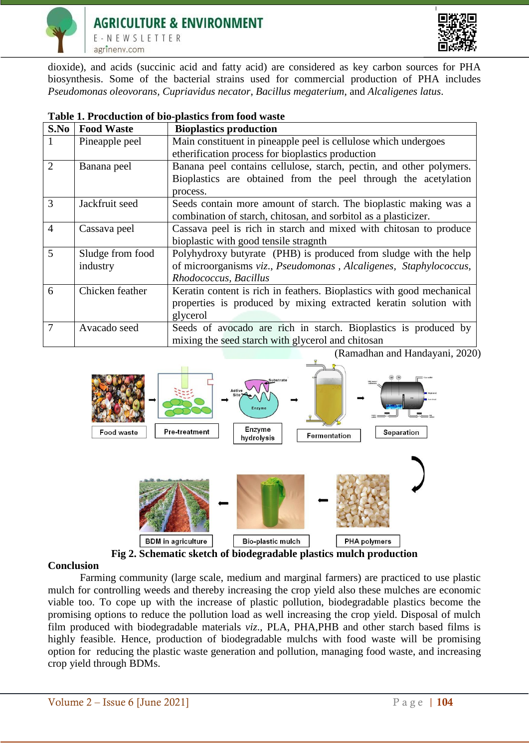dioxide), and acids (succinic acid and fatty acid) are considered as key carbon sources for PHA biosynthesis. Some of the bacterial strains used for commercial production of PHA includes *Pseudomonas oleovorans*, *Cupriavidus necator*, *Bacillus megaterium*, and *Alcaligenes latus*.

**Table 1. Procduction of bio-plastics from food waste**

| S.No | Food Waste | Bioplastics production |
|---|---|---|
| 1 | Pineapple peel | Main constituent in pineapple peel is cellulose which undergoes etherification process for bioplastics production |
| 2 | Banana peel | Banana peel contains cellulose, starch, pectin, and other polymers. Bioplastics are obtained from the peel through the acetylation process. |
| 3 | Jackfruit seed | Seeds contain more amount of starch. The bioplastic making was a combination of starch, chitosan, and sorbitol as a plasticizer. |
| 4 | Cassava peel | Cassava peel is rich in starch and mixed with chitosan to produce bioplastic with good tensile stragnth |
| 5 | Sludge from food industry | Polyhydroxy butyrate (PHB) is produced from sludge with the help of microorganisms *viz.*, *Pseudomonas* , *Alcaligenes*, *Staphylococcus*, *Rhodococcus*, *Bacillus* |
| 6 | Chicken feather | Keratin content is rich in feathers. Bioplastics with good mechanical properties is produced by mixing extracted keratin solution with glycerol |
| 7 | Avacado seed | Seeds of avocado are rich in starch. Bioplastics is produced by mixing the seed starch with glycerol and chitosan |

(Ramadhan and Handayani, 2020)

Food waste → Pre-treatment → Enzyme hydrolysis → Fermentation → Separation → PHA polymers → Bio-plastic mulch → BDM in agriculture

**Fig 2. Schematic sketch of biodegradable plastics mulch production**

**Conclusion**

Farming community (large scale, medium and marginal farmers) are practiced to use plastic mulch for controlling weeds and thereby increasing the crop yield also these mulches are economic viable too. To cope up with the increase of plastic pollution, biodegradable plastics become the promising options to reduce the pollution load as well increasing the crop yield. Disposal of mulch film produced with biodegradable materials *viz*., PLA, PHA,PHB and other starch based films is highly feasible. Hence, production of biodegradable mulchs with food waste will be promising option for reducing the plastic waste generation and pollution, managing food waste, and increasing crop yield through BDMs.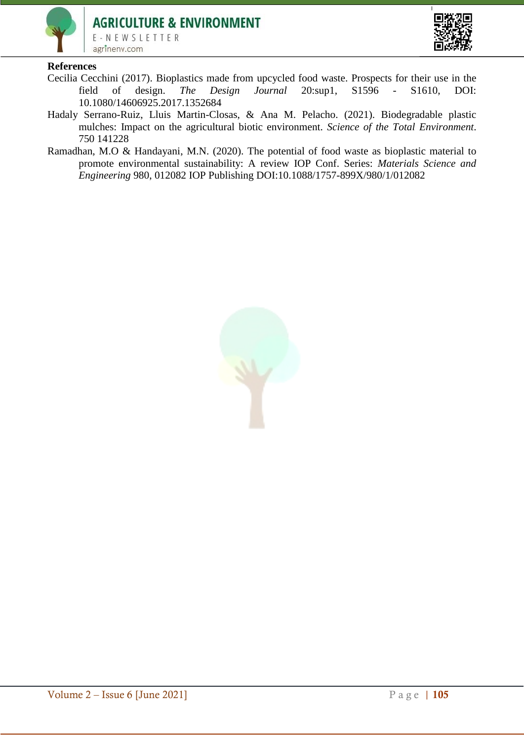**References**

Cecilia Cecchini (2017). Bioplastics made from upcycled food waste. Prospects for their use in the field of design. *The Design Journal* 20:sup1, S1596 - S1610, DOI: 10.1080/14606925.2017.1352684

Hadaly Serrano-Ruiz, Lluis Martin-Closas, & Ana M. Pelacho. (2021). Biodegradable plastic mulches: Impact on the agricultural biotic environment. *Science of the Total Environment*. 750 141228

Ramadhan, M.O & Handayani, M.N. (2020). The potential of food waste as bioplastic material to promote environmental sustainability: A review IOP Conf. Series: *Materials Science and Engineering* 980, 012082 IOP Publishing DOI:10.1088/1757-899X/980/1/012082